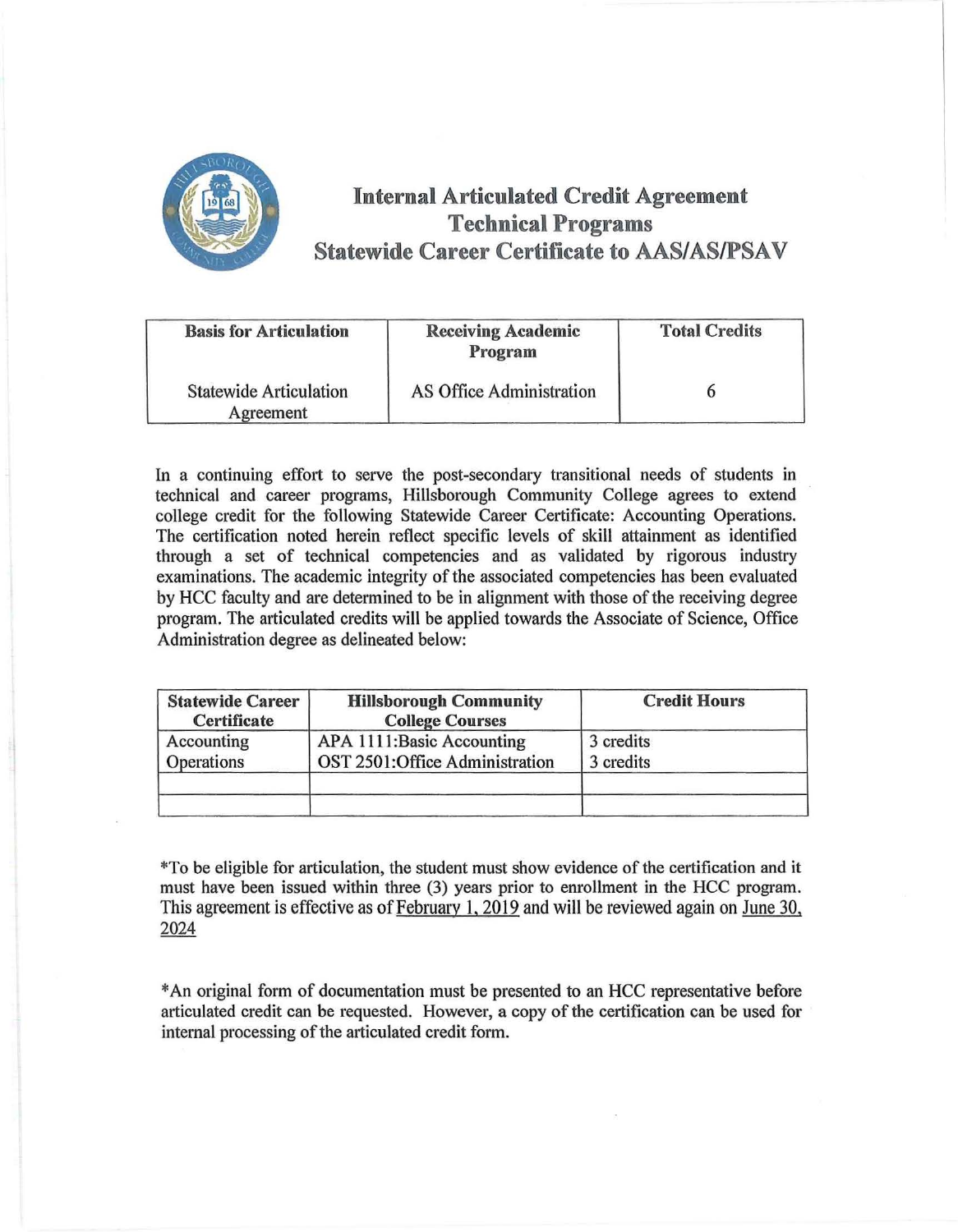# Internal Articulated Credit Agreement
## Technical Programs
## Statewide Career Certificate to AAS/AS/PSAV

| Basis for Articulation | Receiving Academic Program | Total Credits |
|---|---|---|
| Statewide Articulation Agreement | AS Office Administration | 6 |

In a continuing effort to serve the post-secondary transitional needs of students in technical and career programs, Hillsborough Community College agrees to extend college credit for the following Statewide Career Certificate: Accounting Operations. The certification noted herein reflect specific levels of skill attainment as identified through a set of technical competencies and as validated by rigorous industry examinations. The academic integrity of the associated competencies has been evaluated by HCC faculty and are determined to be in alignment with those of the receiving degree program. The articulated credits will be applied towards the Associate of Science, Office Administration degree as delineated below:

| Statewide Career Certificate | Hillsborough Community College Courses | Credit Hours |
|---|---|---|
| Accounting Operations | APA 1111:Basic Accounting<br>OST 2501:Office Administration | 3 credits<br>3 credits |
| | | |
| | | |

*To be eligible for articulation, the student must show evidence of the certification and it must have been issued within three (3) years prior to enrollment in the HCC program. This agreement is effective as of February 1, 2019 and will be reviewed again on June 30, 2024

*An original form of documentation must be presented to an HCC representative before articulated credit can be requested. However, a copy of the certification can be used for internal processing of the articulated credit form.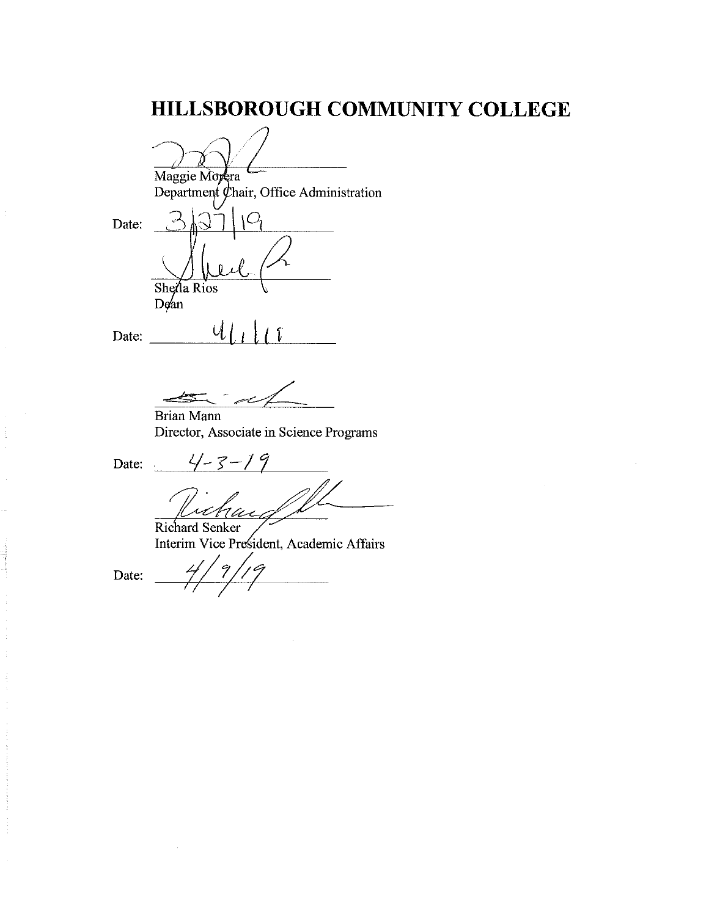# HILLSBOROUGH COMMUNITY COLLEGE

Maggie Morera
Department Chair, Office Administration

Date: 3/27/19

Sheila Rios
Dean

Date: 4/1/19

Brian Mann
Director, Associate in Science Programs

Date: 4-3-19

Richard Senker
Interim Vice President, Academic Affairs

Date: 4/9/19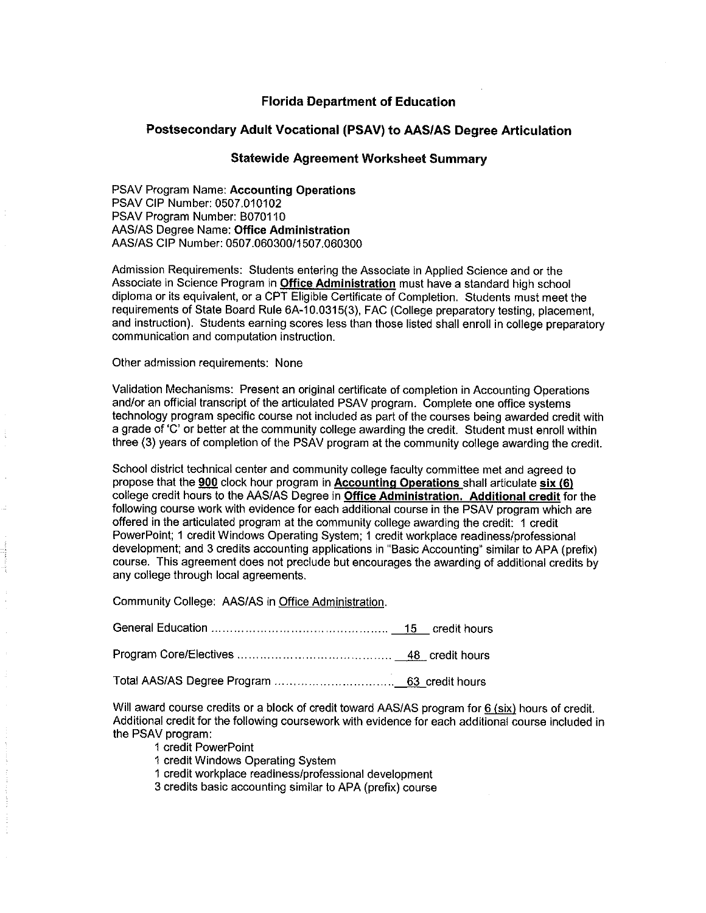## Florida Department of Education

## Postsecondary Adult Vocational (PSAV) to AAS/AS Degree Articulation

### Statewide Agreement Worksheet Summary

PSAV Program Name: **Accounting Operations**
PSAV CIP Number: 0507.010102
PSAV Program Number: B070110
AAS/AS Degree Name: **Office Administration**
AAS/AS CIP Number: 0507.060300/1507.060300

Admission Requirements: Students entering the Associate in Applied Science and or the Associate in Science Program in **Office Administration** must have a standard high school diploma or its equivalent, or a CPT Eligible Certificate of Completion. Students must meet the requirements of State Board Rule 6A-10.0315(3), FAC (College preparatory testing, placement, and instruction). Students earning scores less than those listed shall enroll in college preparatory communication and computation instruction.

Other admission requirements: None

Validation Mechanisms: Present an original certificate of completion in Accounting Operations and/or an official transcript of the articulated PSAV program. Complete one office systems technology program specific course not included as part of the courses being awarded credit with a grade of 'C' or better at the community college awarding the credit. Student must enroll within three (3) years of completion of the PSAV program at the community college awarding the credit.

School district technical center and community college faculty committee met and agreed to propose that the **900** clock hour program in **Accounting Operations** shall articulate **six (6)** college credit hours to the AAS/AS Degree in **Office Administration. Additional credit** for the following course work with evidence for each additional course in the PSAV program which are offered in the articulated program at the community college awarding the credit: 1 credit PowerPoint; 1 credit Windows Operating System; 1 credit workplace readiness/professional development; and 3 credits accounting applications in "Basic Accounting" similar to APA (prefix) course. This agreement does not preclude but encourages the awarding of additional credits by any college through local agreements.

Community College: AAS/AS in Office Administration.

General Education ............................................ 15 credit hours

Program Core/Electives ........................................ 48 credit hours

Total AAS/AS Degree Program ................................ 63 credit hours

Will award course credits or a block of credit toward AAS/AS program for 6 (six) hours of credit. Additional credit for the following coursework with evidence for each additional course included in the PSAV program:

- 1 credit PowerPoint
- 1 credit Windows Operating System
- 1 credit workplace readiness/professional development
- 3 credits basic accounting similar to APA (prefix) course